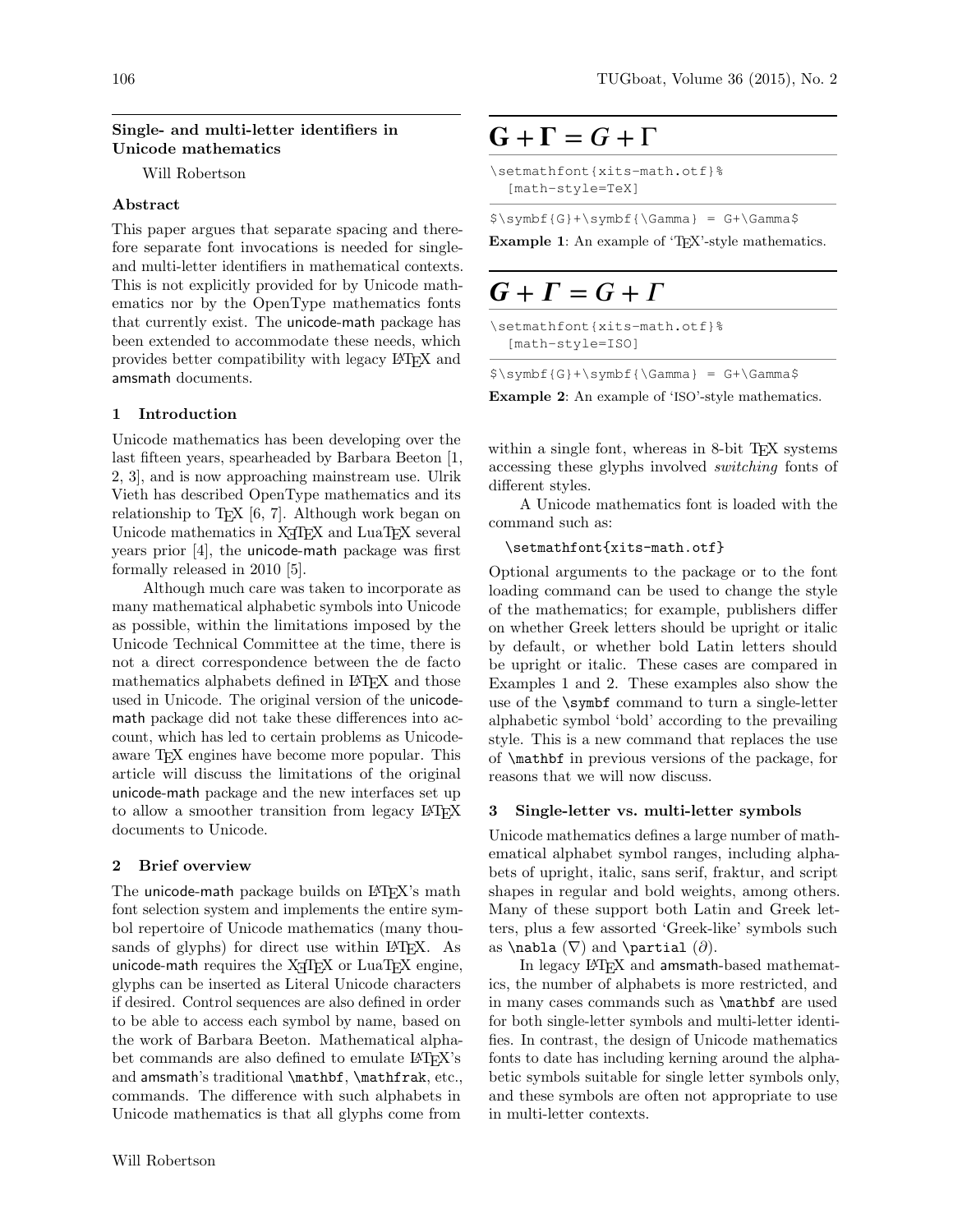# Single- and multi-letter identifiers in Unicode mathematics

Will Robertson

## Abstract

This paper argues that separate spacing and therefore separate font invocations is needed for single- and multi-letter identifiers in mathematical contexts. This is not explicitly provided for by Unicode mathematics nor by the OpenType mathematics fonts that currently exist. The unicode-math package has been extended to accommodate these needs, which provides better compatibility with legacy LaTeX and amsmath documents.

## 1 Introduction

Unicode mathematics has been developing over the last fifteen years, spearheaded by Barbara Beeton [1, 2, 3], and is now approaching mainstream use. Ulrik Vieth has described OpenType mathematics and its relationship to TeX [6, 7]. Although work began on Unicode mathematics in XeTeX and LuaTeX several years prior [4], the unicode-math package was first formally released in 2010 [5].

Although much care was taken to incorporate as many mathematical alphabetic symbols into Unicode as possible, within the limitations imposed by the Unicode Technical Committee at the time, there is not a direct correspondence between the de facto mathematics alphabets defined in LaTeX and those used in Unicode. The original version of the unicode-math package did not take these differences into account, which has led to certain problems as Unicode-aware TeX engines have become more popular. This article will discuss the limitations of the original unicode-math package and the new interfaces set up to allow a smoother transition from legacy LaTeX documents to Unicode.

## 2 Brief overview

The unicode-math package builds on LaTeX's math font selection system and implements the entire symbol repertoire of Unicode mathematics (many thousands of glyphs) for direct use within LaTeX. As unicode-math requires the XeTeX or LuaTeX engine, glyphs can be inserted as Literal Unicode characters if desired. Control sequences are also defined in order to be able to access each symbol by name, based on the work of Barbara Beeton. Mathematical alphabet commands are also defined to emulate LaTeX's and amsmath's traditional `\mathbf`, `\mathfrak`, etc., commands. The difference with such alphabets in Unicode mathematics is that all glyphs come from within a single font, whereas in 8-bit TeX systems accessing these glyphs involved *switching* fonts of different styles.

$$\mathbf{G} + \mathbf{\Gamma} = G + \Gamma$$

```
\setmathfont{xits-math.otf}%
  [math-style=TeX]
```

```
$\symbf{G}+\symbf{\Gamma} = G+\Gamma$
```

**Example 1**: An example of 'TeX'-style mathematics.

$$\boldsymbol{G} + \boldsymbol{\Gamma} = G + \mathit{\Gamma}$$

```
\setmathfont{xits-math.otf}%
  [math-style=ISO]
```

```
$\symbf{G}+\symbf{\Gamma} = G+\Gamma$
```

**Example 2**: An example of 'ISO'-style mathematics.

A Unicode mathematics font is loaded with the command such as:

```
\setmathfont{xits-math.otf}
```

Optional arguments to the package or to the font loading command can be used to change the style of the mathematics; for example, publishers differ on whether Greek letters should be upright or italic by default, or whether bold Latin letters should be upright or italic. These cases are compared in Examples 1 and 2. These examples also show the use of the `\symbf` command to turn a single-letter alphabetic symbol 'bold' according to the prevailing style. This is a new command that replaces the use of `\mathbf` in previous versions of the package, for reasons that we will now discuss.

## 3 Single-letter vs. multi-letter symbols

Unicode mathematics defines a large number of mathematical alphabet symbol ranges, including alphabets of upright, italic, sans serif, fraktur, and script shapes in regular and bold weights, among others. Many of these support both Latin and Greek letters, plus a few assorted 'Greek-like' symbols such as `\nabla` ($\nabla$) and `\partial` ($\partial$).

In legacy LaTeX and amsmath-based mathematics, the number of alphabets is more restricted, and in many cases commands such as `\mathbf` are used for both single-letter symbols and multi-letter identifies. In contrast, the design of Unicode mathematics fonts to date has including kerning around the alphabetic symbols suitable for single letter symbols only, and these symbols are often not appropriate to use in multi-letter contexts.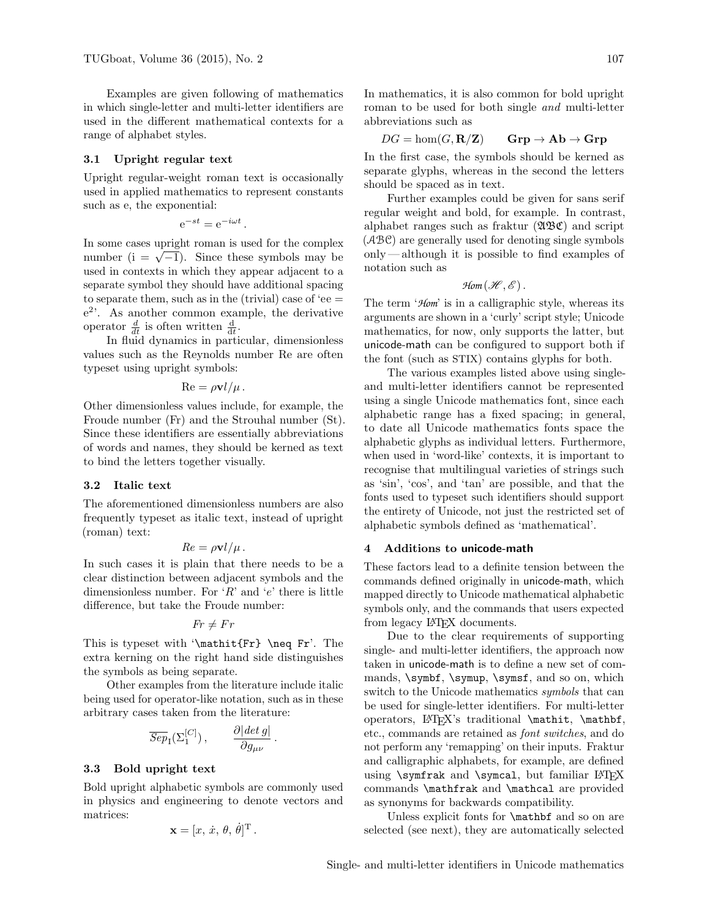Examples are given following of mathematics in which single-letter and multi-letter identifiers are used in the different mathematical contexts for a range of alphabet styles.

### 3.1 Upright regular text

Upright regular-weight roman text is occasionally used in applied mathematics to represent constants such as e, the exponential:

$$\mathrm{e}^{-st} = \mathrm{e}^{-i\omega t}\,.$$

In some cases upright roman is used for the complex number ($\mathrm{i} = \sqrt{-1}$). Since these symbols may be used in contexts in which they appear adjacent to a separate symbol they should have additional spacing to separate them, such as in the (trivial) case of '$\mathrm{e}\mathrm{e} = \mathrm{e}^2$'. As another common example, the derivative operator $\frac{d}{dt}$ is often written $\frac{\mathrm{d}}{\mathrm{d}t}$.

In fluid dynamics in particular, dimensionless values such as the Reynolds number Re are often typeset using upright symbols:

$$\mathrm{Re} = \rho\mathbf{v}l/\mu\,.$$

Other dimensionless values include, for example, the Froude number (Fr) and the Strouhal number (St). Since these identifiers are essentially abbreviations of words and names, they should be kerned as text to bind the letters together visually.

### 3.2 Italic text

The aforementioned dimensionless numbers are also frequently typeset as italic text, instead of upright (roman) text:

$$\mathit{Re} = \rho\mathbf{v}l/\mu\,.$$

In such cases it is plain that there needs to be a clear distinction between adjacent symbols and the dimensionless number. For '$R$' and '$e$' there is little difference, but take the Froude number:

$$\mathit{Fr} \neq Fr$$

This is typeset with '`\mathit{Fr} \neq Fr`'. The extra kerning on the right hand side distinguishes the symbols as being separate.

Other examples from the literature include italic being used for operator-like notation, such as in these arbitrary cases taken from the literature:

$$\overline{\mathit{Sep}}_{\mathrm{I}}(\Sigma_1^{[C]})\,, \qquad \frac{\partial|\mathit{det}\,g|}{\partial g_{\mu\nu}}\,.$$

### 3.3 Bold upright text

Bold upright alphabetic symbols are commonly used in physics and engineering to denote vectors and matrices:

$$\mathbf{x} = [x,\, \dot{x},\, \theta,\, \dot{\theta}]^{\mathrm{T}}\,.$$

In mathematics, it is also common for bold upright roman to be used for both single *and* multi-letter abbreviations such as

$$DG = \hom(G, \mathbf{R}/\mathbf{Z}) \qquad \mathbf{Grp} \to \mathbf{Ab} \to \mathbf{Grp}$$

In the first case, the symbols should be kerned as separate glyphs, whereas in the second the letters should be spaced as in text.

Further examples could be given for sans serif regular weight and bold, for example. In contrast, alphabet ranges such as fraktur ($\mathfrak{ABC}$) and script ($\mathcal{ABC}$) are generally used for denoting single symbols only — although it is possible to find examples of notation such as

$$\mathcal{H}\!\mathit{om}(\mathscr{H}, \mathscr{E})\,.$$

The term '$\mathcal{H}\!\mathit{om}$' is in a calligraphic style, whereas its arguments are shown in a 'curly' script style; Unicode mathematics, for now, only supports the latter, but unicode-math can be configured to support both if the font (such as STIX) contains glyphs for both.

The various examples listed above using single- and multi-letter identifiers cannot be represented using a single Unicode mathematics font, since each alphabetic range has a fixed spacing; in general, to date all Unicode mathematics fonts space the alphabetic glyphs as individual letters. Furthermore, when used in 'word-like' contexts, it is important to recognise that multilingual varieties of strings such as 'sin', 'cos', and 'tan' are possible, and that the fonts used to typeset such identifiers should support the entirety of Unicode, not just the restricted set of alphabetic symbols defined as 'mathematical'.

## 4 Additions to unicode-math

These factors lead to a definite tension between the commands defined originally in unicode-math, which mapped directly to Unicode mathematical alphabetic symbols only, and the commands that users expected from legacy LaTeX documents.

Due to the clear requirements of supporting single- and multi-letter identifiers, the approach now taken in unicode-math is to define a new set of commands, `\symbf`, `\symup`, `\symsf`, and so on, which switch to the Unicode mathematics *symbols* that can be used for single-letter identifiers. For multi-letter operators, LaTeX's traditional `\mathit`, `\mathbf`, etc., commands are retained as *font switches*, and do not perform any 'remapping' on their inputs. Fraktur and calligraphic alphabets, for example, are defined using `\symfrak` and `\symcal`, but familiar LaTeX commands `\mathfrak` and `\mathcal` are provided as synonyms for backwards compatibility.

Unless explicit fonts for `\mathbf` and so on are selected (see next), they are automatically selected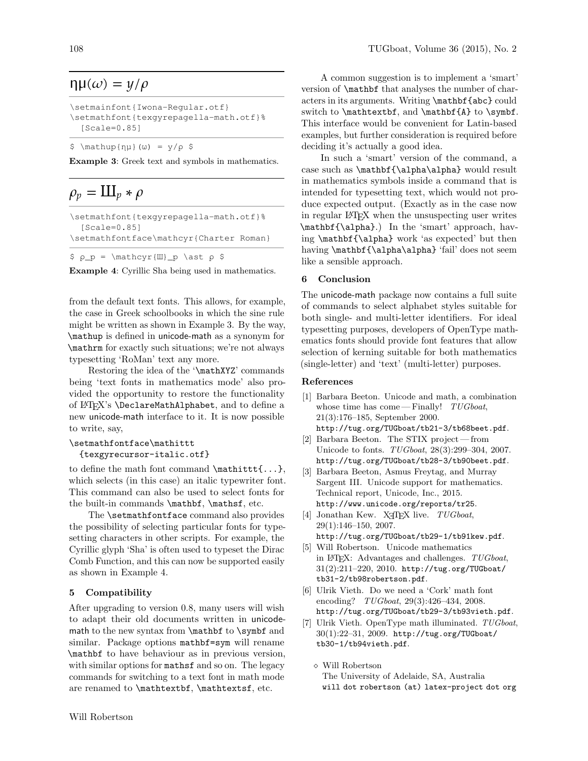$$\eta\mu(\omega) = y/\rho$$

```
\setmainfont{Iwona-Regular.otf}
\setmathfont{texgyrepagella-math.otf}%
  [Scale=0.85]
```

```
$ \mathup{ημ}(ω) = y/ρ $
```

**Example 3**: Greek text and symbols in mathematics.

$$\rho_p = Ш_p * \rho$$

```
\setmathfont{texgyrepagella-math.otf}%
  [Scale=0.85]
\setmathfontface\mathcyr{Charter Roman}
```

```
$ ρ_p = \mathcyr{Ш}_p \ast ρ $
```

**Example 4**: Cyrillic Sha being used in mathematics.

from the default text fonts. This allows, for example, the case in Greek schoolbooks in which the sine rule might be written as shown in Example 3. By the way, \mathup is defined in unicode-math as a synonym for \mathrm for exactly such situations; we're not always typesetting 'RoMan' text any more.

Restoring the idea of the '\mathXYZ' commands being 'text fonts in mathematics mode' also provided the opportunity to restore the functionality of LaTeX's \DeclareMathAlphabet, and to define a new unicode-math interface to it. It is now possible to write, say,

```
\setmathfontface\mathittt
  {texgyrecursor-italic.otf}
```

to define the math font command \mathittt{...}, which selects (in this case) an italic typewriter font. This command can also be used to select fonts for the built-in commands \mathbf, \mathsf, etc.

The \setmathfontface command also provides the possibility of selecting particular fonts for typesetting characters in other scripts. For example, the Cyrillic glyph 'Sha' is often used to typeset the Dirac Comb Function, and this can now be supported easily as shown in Example 4.

## 5 Compatibility

After upgrading to version 0.8, many users will wish to adapt their old documents written in unicode-math to the new syntax from \mathbf to \symbf and similar. Package options mathbf=sym will rename \mathbf to have behaviour as in previous version, with similar options for mathsf and so on. The legacy commands for switching to a text font in math mode are renamed to \mathtextbf, \mathtextsf, etc.

A common suggestion is to implement a 'smart' version of \mathbf that analyses the number of characters in its arguments. Writing \mathbf{abc} could switch to \mathtextbf, and \mathbf{A} to \symbf. This interface would be convenient for Latin-based examples, but further consideration is required before deciding it's actually a good idea.

In such a 'smart' version of the command, a case such as \mathbf{\alpha\alpha} would result in mathematics symbols inside a command that is intended for typesetting text, which would not produce expected output. (Exactly as in the case now in regular LaTeX when the unsuspecting user writes \mathbf{\alpha}.) In the 'smart' approach, having \mathbf{\alpha} work 'as expected' but then having \mathbf{\alpha\alpha} 'fail' does not seem like a sensible approach.

## 6 Conclusion

The unicode-math package now contains a full suite of commands to select alphabet styles suitable for both single- and multi-letter identifiers. For ideal typesetting purposes, developers of OpenType mathematics fonts should provide font features that allow selection of kerning suitable for both mathematics (single-letter) and 'text' (multi-letter) purposes.

## References

[1] Barbara Beeton. Unicode and math, a combination whose time has come — Finally! *TUGboat*, 21(3):176–185, September 2000. http://tug.org/TUGboat/tb21-3/tb68beet.pdf.

[2] Barbara Beeton. The STIX project — from Unicode to fonts. *TUGboat*, 28(3):299–304, 2007. http://tug.org/TUGboat/tb28-3/tb90beet.pdf.

[3] Barbara Beeton, Asmus Freytag, and Murray Sargent III. Unicode support for mathematics. Technical report, Unicode, Inc., 2015. http://www.unicode.org/reports/tr25.

[4] Jonathan Kew. XeTeX live. *TUGboat*, 29(1):146–150, 2007. http://tug.org/TUGboat/tb29-1/tb91kew.pdf.

[5] Will Robertson. Unicode mathematics in LaTeX: Advantages and challenges. *TUGboat*, 31(2):211–220, 2010. http://tug.org/TUGboat/tb31-2/tb98robertson.pdf.

[6] Ulrik Vieth. Do we need a 'Cork' math font encoding? *TUGboat*, 29(3):426–434, 2008. http://tug.org/TUGboat/tb29-3/tb93vieth.pdf.

[7] Ulrik Vieth. OpenType math illuminated. *TUGboat*, 30(1):22–31, 2009. http://tug.org/TUGboat/tb30-1/tb94vieth.pdf.

◇ Will Robertson
The University of Adelaide, SA, Australia
will dot robertson (at) latex-project dot org